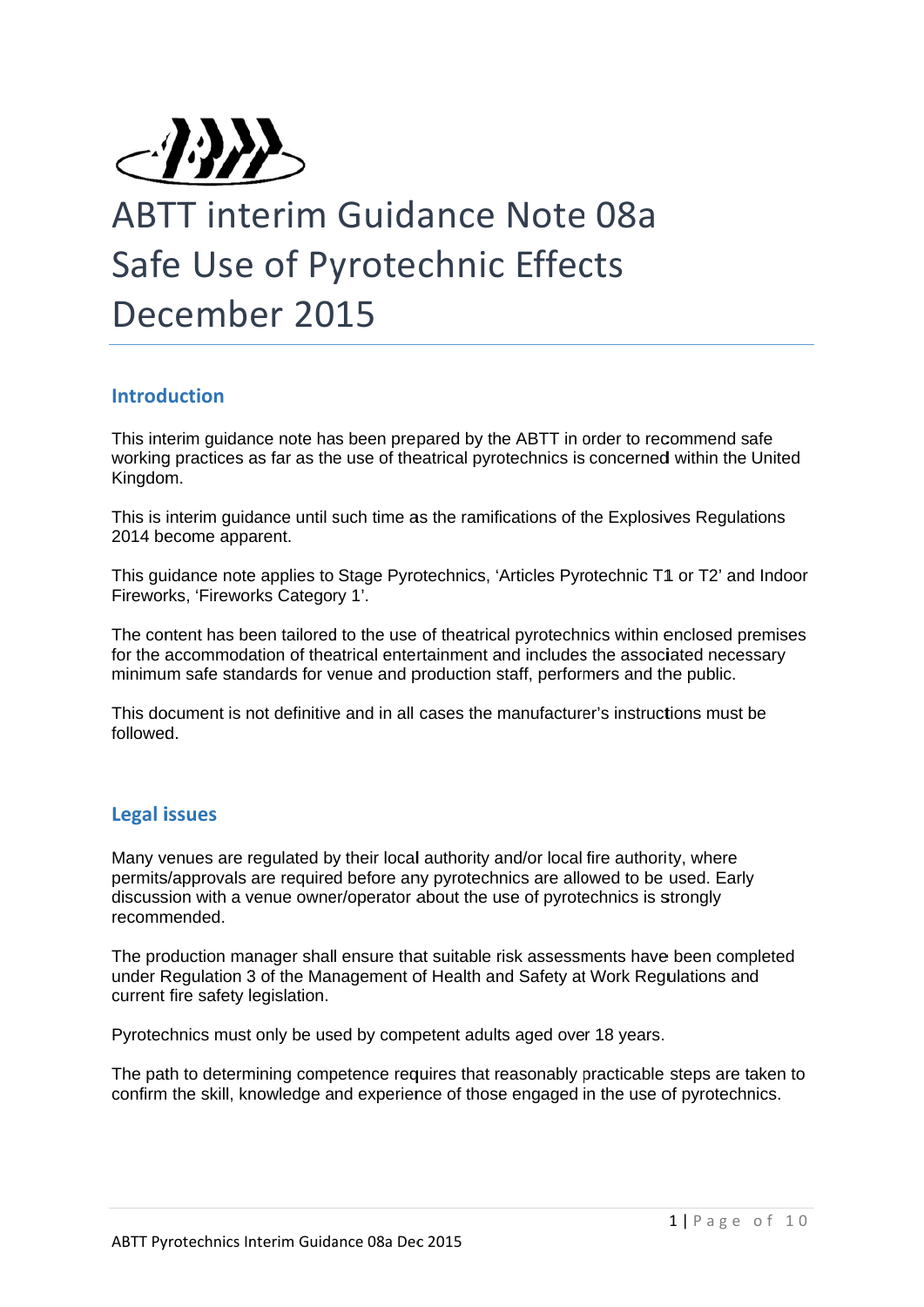# ABTT interim Guidance Note 08a
# Safe Use of Pyrotechnic Effects
# December 2015

## Introduction

This interim guidance note has been prepared by the ABTT in order to recommend safe working practices as far as the use of theatrical pyrotechnics is concerned within the United Kingdom.

This is interim guidance until such time as the ramifications of the Explosives Regulations 2014 become apparent.

This guidance note applies to Stage Pyrotechnics, 'Articles Pyrotechnic T1 or T2' and Indoor Fireworks, 'Fireworks Category 1'.

The content has been tailored to the use of theatrical pyrotechnics within enclosed premises for the accommodation of theatrical entertainment and includes the associated necessary minimum safe standards for venue and production staff, performers and the public.

This document is not definitive and in all cases the manufacturer's instructions must be followed.

## Legal issues

Many venues are regulated by their local authority and/or local fire authority, where permits/approvals are required before any pyrotechnics are allowed to be used. Early discussion with a venue owner/operator about the use of pyrotechnics is strongly recommended.

The production manager shall ensure that suitable risk assessments have been completed under Regulation 3 of the Management of Health and Safety at Work Regulations and current fire safety legislation.

Pyrotechnics must only be used by competent adults aged over 18 years.

The path to determining competence requires that reasonably practicable steps are taken to confirm the skill, knowledge and experience of those engaged in the use of pyrotechnics.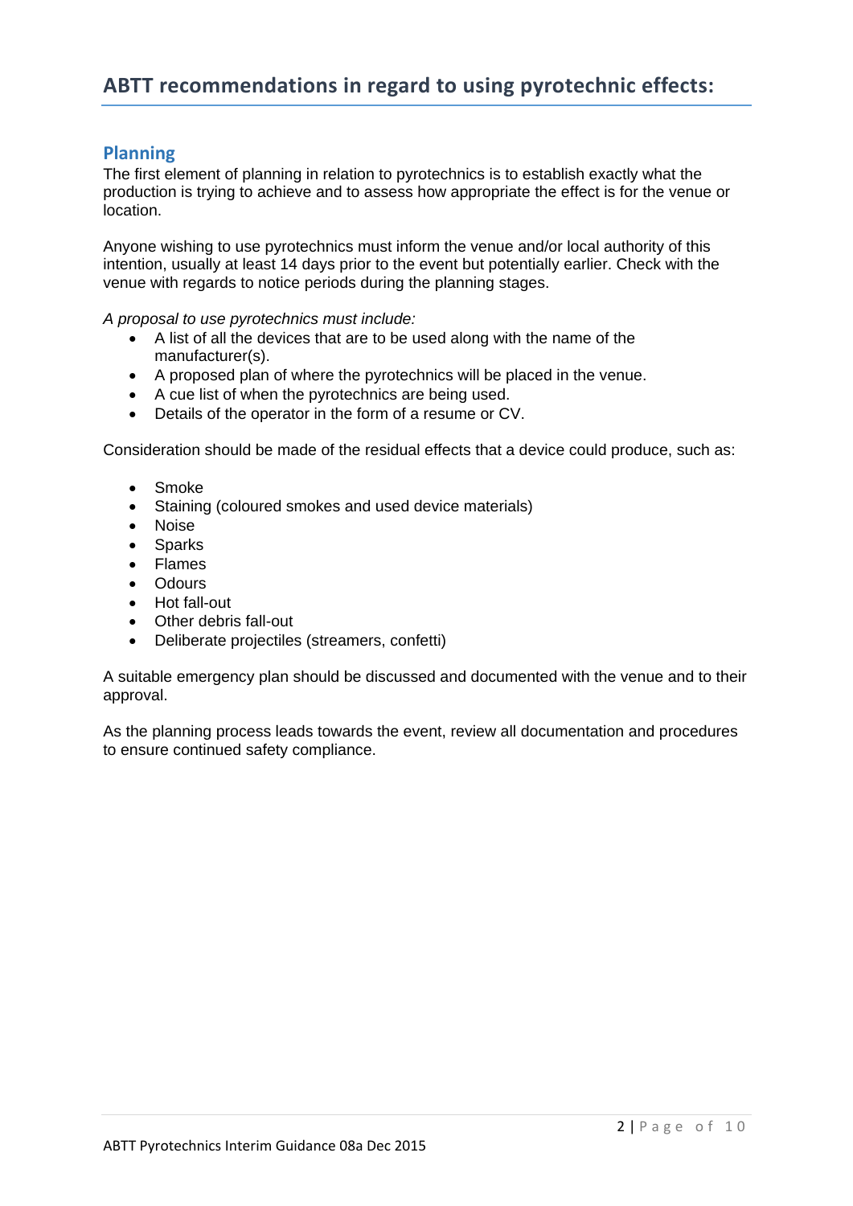# ABTT recommendations in regard to using pyrotechnic effects:

## Planning

The first element of planning in relation to pyrotechnics is to establish exactly what the production is trying to achieve and to assess how appropriate the effect is for the venue or location.

Anyone wishing to use pyrotechnics must inform the venue and/or local authority of this intention, usually at least 14 days prior to the event but potentially earlier. Check with the venue with regards to notice periods during the planning stages.

*A proposal to use pyrotechnics must include:*

- A list of all the devices that are to be used along with the name of the manufacturer(s).
- A proposed plan of where the pyrotechnics will be placed in the venue.
- A cue list of when the pyrotechnics are being used.
- Details of the operator in the form of a resume or CV.

Consideration should be made of the residual effects that a device could produce, such as:

- Smoke
- Staining (coloured smokes and used device materials)
- Noise
- Sparks
- Flames
- Odours
- Hot fall-out
- Other debris fall-out
- Deliberate projectiles (streamers, confetti)

A suitable emergency plan should be discussed and documented with the venue and to their approval.

As the planning process leads towards the event, review all documentation and procedures to ensure continued safety compliance.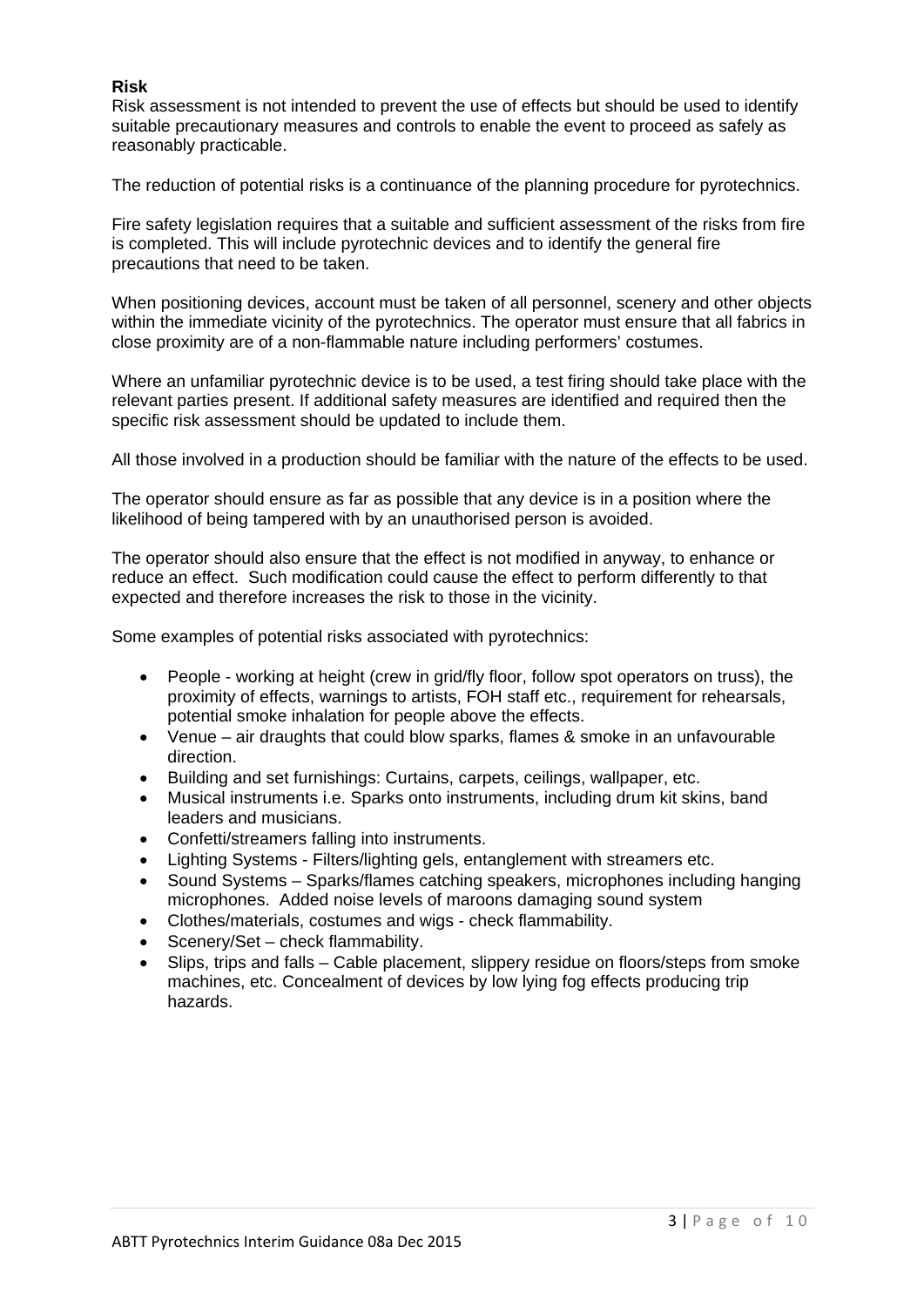**Risk**

Risk assessment is not intended to prevent the use of effects but should be used to identify suitable precautionary measures and controls to enable the event to proceed as safely as reasonably practicable.

The reduction of potential risks is a continuance of the planning procedure for pyrotechnics.

Fire safety legislation requires that a suitable and sufficient assessment of the risks from fire is completed. This will include pyrotechnic devices and to identify the general fire precautions that need to be taken.

When positioning devices, account must be taken of all personnel, scenery and other objects within the immediate vicinity of the pyrotechnics. The operator must ensure that all fabrics in close proximity are of a non-flammable nature including performers' costumes.

Where an unfamiliar pyrotechnic device is to be used, a test firing should take place with the relevant parties present. If additional safety measures are identified and required then the specific risk assessment should be updated to include them.

All those involved in a production should be familiar with the nature of the effects to be used.

The operator should ensure as far as possible that any device is in a position where the likelihood of being tampered with by an unauthorised person is avoided.

The operator should also ensure that the effect is not modified in anyway, to enhance or reduce an effect. Such modification could cause the effect to perform differently to that expected and therefore increases the risk to those in the vicinity.

Some examples of potential risks associated with pyrotechnics:

- People - working at height (crew in grid/fly floor, follow spot operators on truss), the proximity of effects, warnings to artists, FOH staff etc., requirement for rehearsals, potential smoke inhalation for people above the effects.
- Venue – air draughts that could blow sparks, flames & smoke in an unfavourable direction.
- Building and set furnishings: Curtains, carpets, ceilings, wallpaper, etc.
- Musical instruments i.e. Sparks onto instruments, including drum kit skins, band leaders and musicians.
- Confetti/streamers falling into instruments.
- Lighting Systems - Filters/lighting gels, entanglement with streamers etc.
- Sound Systems – Sparks/flames catching speakers, microphones including hanging microphones. Added noise levels of maroons damaging sound system
- Clothes/materials, costumes and wigs - check flammability.
- Scenery/Set – check flammability.
- Slips, trips and falls – Cable placement, slippery residue on floors/steps from smoke machines, etc. Concealment of devices by low lying fog effects producing trip hazards.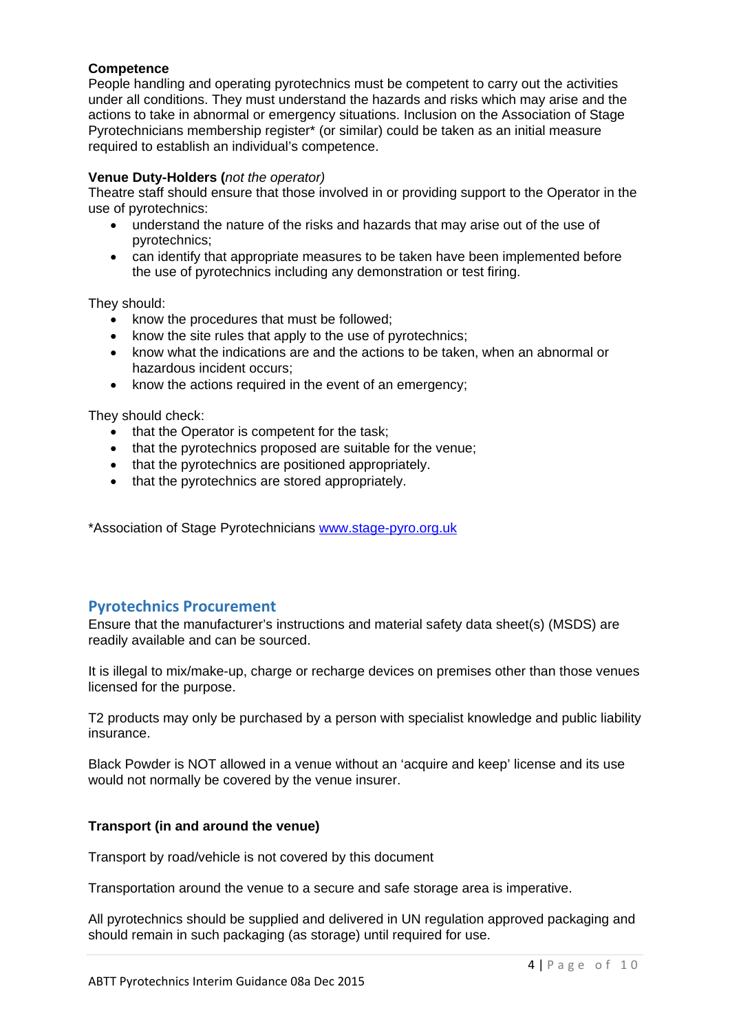**Competence**

People handling and operating pyrotechnics must be competent to carry out the activities under all conditions. They must understand the hazards and risks which may arise and the actions to take in abnormal or emergency situations. Inclusion on the Association of Stage Pyrotechnicians membership register* (or similar) could be taken as an initial measure required to establish an individual's competence.

**Venue Duty-Holders (*****not the operator*****)**

Theatre staff should ensure that those involved in or providing support to the Operator in the use of pyrotechnics:

- understand the nature of the risks and hazards that may arise out of the use of pyrotechnics;
- can identify that appropriate measures to be taken have been implemented before the use of pyrotechnics including any demonstration or test firing.

They should:

- know the procedures that must be followed;
- know the site rules that apply to the use of pyrotechnics;
- know what the indications are and the actions to be taken, when an abnormal or hazardous incident occurs;
- know the actions required in the event of an emergency;

They should check:

- that the Operator is competent for the task;
- that the pyrotechnics proposed are suitable for the venue;
- that the pyrotechnics are positioned appropriately.
- that the pyrotechnics are stored appropriately.

*Association of Stage Pyrotechnicians [www.stage-pyro.org.uk](http://www.stage-pyro.org.uk)

## Pyrotechnics Procurement

Ensure that the manufacturer's instructions and material safety data sheet(s) (MSDS) are readily available and can be sourced.

It is illegal to mix/make-up, charge or recharge devices on premises other than those venues licensed for the purpose.

T2 products may only be purchased by a person with specialist knowledge and public liability insurance.

Black Powder is NOT allowed in a venue without an 'acquire and keep' license and its use would not normally be covered by the venue insurer.

**Transport (in and around the venue)**

Transport by road/vehicle is not covered by this document

Transportation around the venue to a secure and safe storage area is imperative.

All pyrotechnics should be supplied and delivered in UN regulation approved packaging and should remain in such packaging (as storage) until required for use.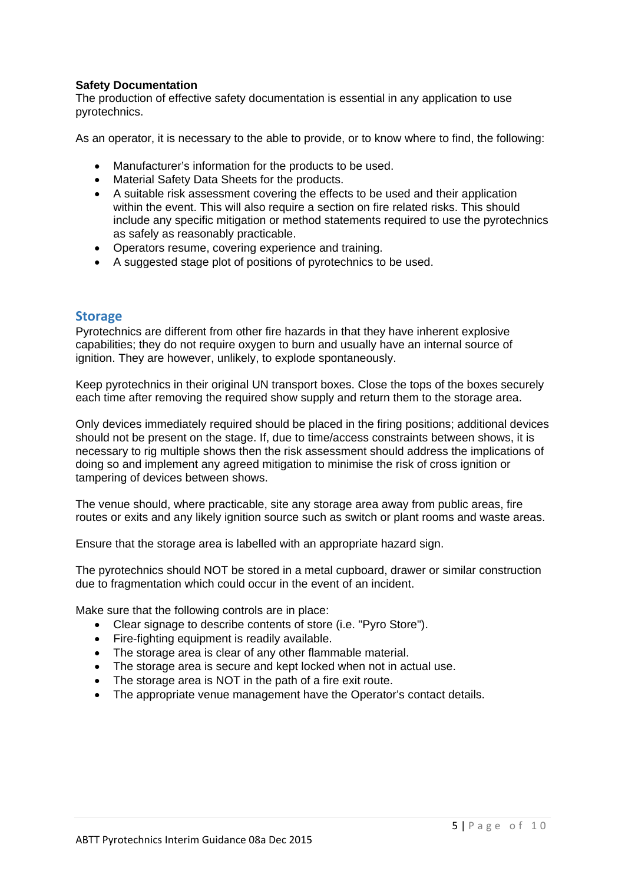**Safety Documentation**

The production of effective safety documentation is essential in any application to use pyrotechnics.

As an operator, it is necessary to the able to provide, or to know where to find, the following:

- Manufacturer's information for the products to be used.
- Material Safety Data Sheets for the products.
- A suitable risk assessment covering the effects to be used and their application within the event. This will also require a section on fire related risks. This should include any specific mitigation or method statements required to use the pyrotechnics as safely as reasonably practicable.
- Operators resume, covering experience and training.
- A suggested stage plot of positions of pyrotechnics to be used.

## Storage

Pyrotechnics are different from other fire hazards in that they have inherent explosive capabilities; they do not require oxygen to burn and usually have an internal source of ignition. They are however, unlikely, to explode spontaneously.

Keep pyrotechnics in their original UN transport boxes. Close the tops of the boxes securely each time after removing the required show supply and return them to the storage area.

Only devices immediately required should be placed in the firing positions; additional devices should not be present on the stage. If, due to time/access constraints between shows, it is necessary to rig multiple shows then the risk assessment should address the implications of doing so and implement any agreed mitigation to minimise the risk of cross ignition or tampering of devices between shows.

The venue should, where practicable, site any storage area away from public areas, fire routes or exits and any likely ignition source such as switch or plant rooms and waste areas.

Ensure that the storage area is labelled with an appropriate hazard sign.

The pyrotechnics should NOT be stored in a metal cupboard, drawer or similar construction due to fragmentation which could occur in the event of an incident.

Make sure that the following controls are in place:

- Clear signage to describe contents of store (i.e. "Pyro Store").
- Fire-fighting equipment is readily available.
- The storage area is clear of any other flammable material.
- The storage area is secure and kept locked when not in actual use.
- The storage area is NOT in the path of a fire exit route.
- The appropriate venue management have the Operator's contact details.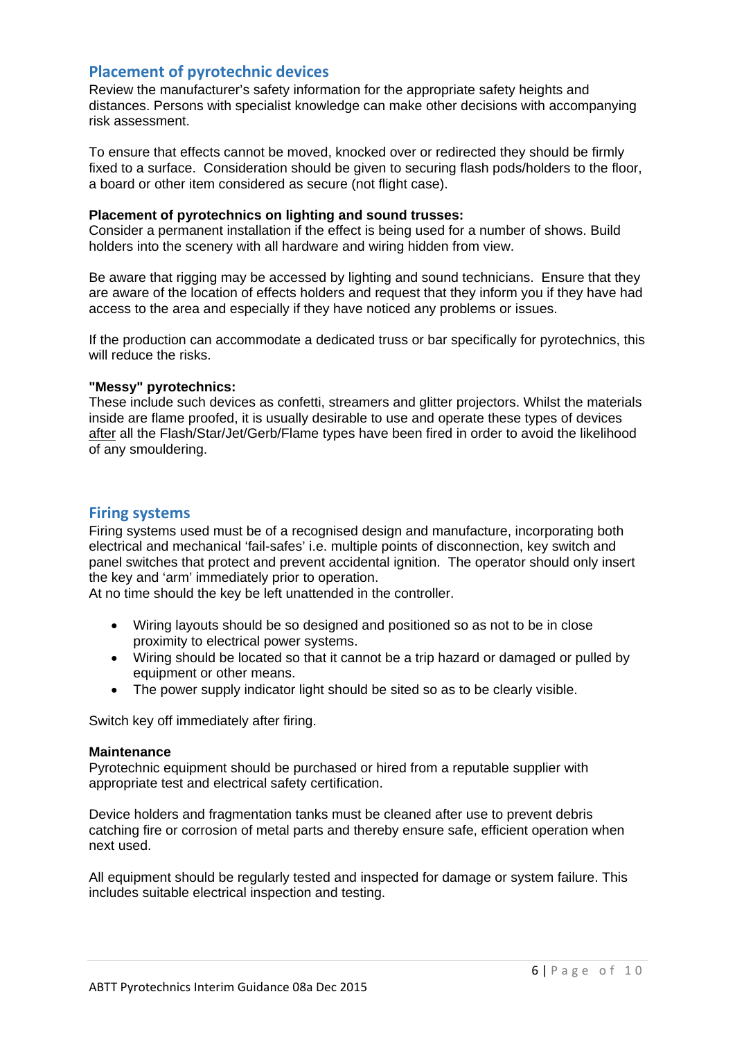## Placement of pyrotechnic devices

Review the manufacturer's safety information for the appropriate safety heights and distances. Persons with specialist knowledge can make other decisions with accompanying risk assessment.

To ensure that effects cannot be moved, knocked over or redirected they should be firmly fixed to a surface. Consideration should be given to securing flash pods/holders to the floor, a board or other item considered as secure (not flight case).

**Placement of pyrotechnics on lighting and sound trusses:**
Consider a permanent installation if the effect is being used for a number of shows. Build holders into the scenery with all hardware and wiring hidden from view.

Be aware that rigging may be accessed by lighting and sound technicians. Ensure that they are aware of the location of effects holders and request that they inform you if they have had access to the area and especially if they have noticed any problems or issues.

If the production can accommodate a dedicated truss or bar specifically for pyrotechnics, this will reduce the risks.

**"Messy" pyrotechnics:**
These include such devices as confetti, streamers and glitter projectors. Whilst the materials inside are flame proofed, it is usually desirable to use and operate these types of devices <u>after</u> all the Flash/Star/Jet/Gerb/Flame types have been fired in order to avoid the likelihood of any smouldering.

## Firing systems

Firing systems used must be of a recognised design and manufacture, incorporating both electrical and mechanical 'fail-safes' i.e. multiple points of disconnection, key switch and panel switches that protect and prevent accidental ignition. The operator should only insert the key and 'arm' immediately prior to operation.
At no time should the key be left unattended in the controller.

- Wiring layouts should be so designed and positioned so as not to be in close proximity to electrical power systems.
- Wiring should be located so that it cannot be a trip hazard or damaged or pulled by equipment or other means.
- The power supply indicator light should be sited so as to be clearly visible.

Switch key off immediately after firing.

**Maintenance**
Pyrotechnic equipment should be purchased or hired from a reputable supplier with appropriate test and electrical safety certification.

Device holders and fragmentation tanks must be cleaned after use to prevent debris catching fire or corrosion of metal parts and thereby ensure safe, efficient operation when next used.

All equipment should be regularly tested and inspected for damage or system failure. This includes suitable electrical inspection and testing.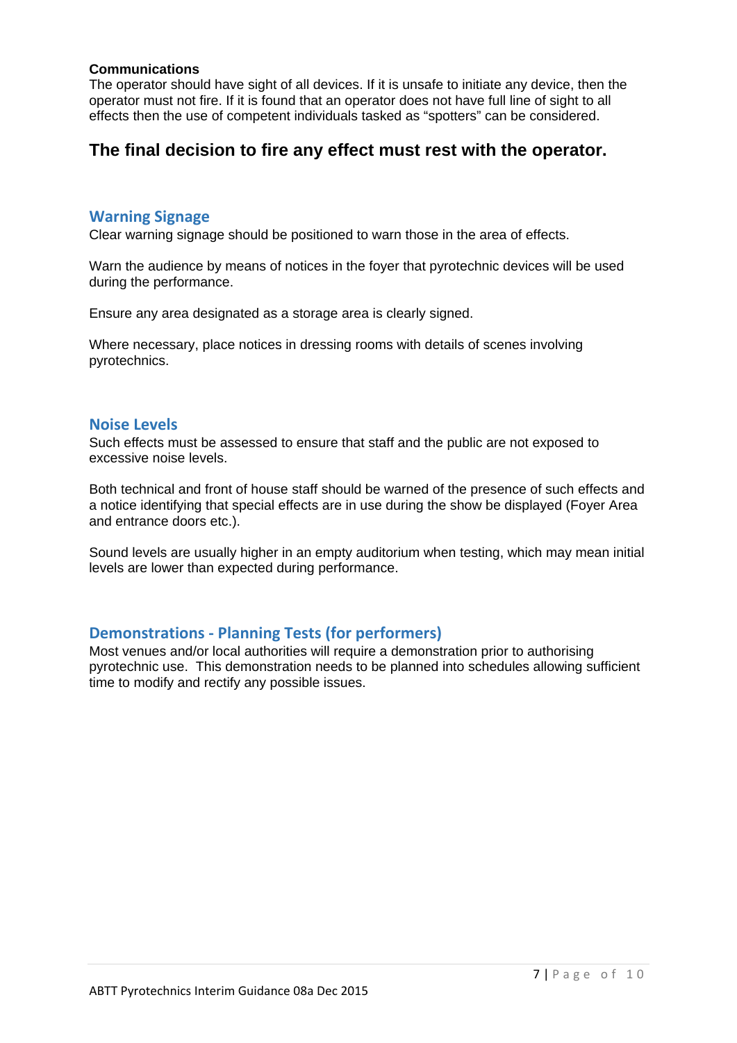**Communications**
The operator should have sight of all devices. If it is unsafe to initiate any device, then the operator must not fire. If it is found that an operator does not have full line of sight to all effects then the use of competent individuals tasked as “spotters” can be considered.

**The final decision to fire any effect must rest with the operator.**

## Warning Signage

Clear warning signage should be positioned to warn those in the area of effects.

Warn the audience by means of notices in the foyer that pyrotechnic devices will be used during the performance.

Ensure any area designated as a storage area is clearly signed.

Where necessary, place notices in dressing rooms with details of scenes involving pyrotechnics.

## Noise Levels

Such effects must be assessed to ensure that staff and the public are not exposed to excessive noise levels.

Both technical and front of house staff should be warned of the presence of such effects and a notice identifying that special effects are in use during the show be displayed (Foyer Area and entrance doors etc.).

Sound levels are usually higher in an empty auditorium when testing, which may mean initial levels are lower than expected during performance.

## Demonstrations - Planning Tests (for performers)

Most venues and/or local authorities will require a demonstration prior to authorising pyrotechnic use. This demonstration needs to be planned into schedules allowing sufficient time to modify and rectify any possible issues.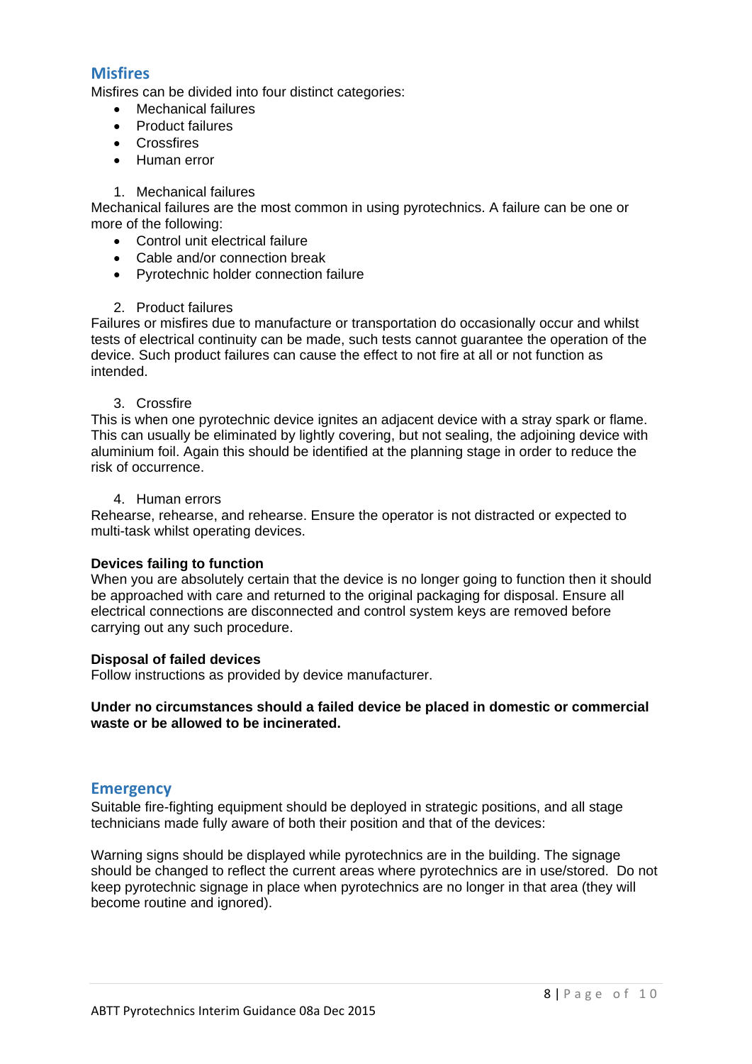## Misfires

Misfires can be divided into four distinct categories:

- Mechanical failures
- Product failures
- Crossfires
- Human error

1. Mechanical failures

Mechanical failures are the most common in using pyrotechnics. A failure can be one or more of the following:

- Control unit electrical failure
- Cable and/or connection break
- Pyrotechnic holder connection failure

2. Product failures

Failures or misfires due to manufacture or transportation do occasionally occur and whilst tests of electrical continuity can be made, such tests cannot guarantee the operation of the device. Such product failures can cause the effect to not fire at all or not function as intended.

3. Crossfire

This is when one pyrotechnic device ignites an adjacent device with a stray spark or flame. This can usually be eliminated by lightly covering, but not sealing, the adjoining device with aluminium foil. Again this should be identified at the planning stage in order to reduce the risk of occurrence.

4. Human errors

Rehearse, rehearse, and rehearse. Ensure the operator is not distracted or expected to multi-task whilst operating devices.

**Devices failing to function**

When you are absolutely certain that the device is no longer going to function then it should be approached with care and returned to the original packaging for disposal. Ensure all electrical connections are disconnected and control system keys are removed before carrying out any such procedure.

**Disposal of failed devices**

Follow instructions as provided by device manufacturer.

**Under no circumstances should a failed device be placed in domestic or commercial waste or be allowed to be incinerated.**

## Emergency

Suitable fire-fighting equipment should be deployed in strategic positions, and all stage technicians made fully aware of both their position and that of the devices:

Warning signs should be displayed while pyrotechnics are in the building. The signage should be changed to reflect the current areas where pyrotechnics are in use/stored. Do not keep pyrotechnic signage in place when pyrotechnics are no longer in that area (they will become routine and ignored).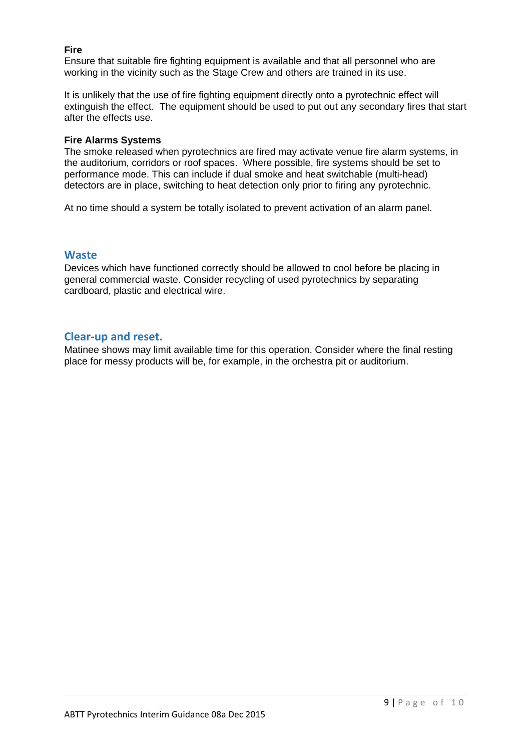**Fire**

Ensure that suitable fire fighting equipment is available and that all personnel who are working in the vicinity such as the Stage Crew and others are trained in its use.

It is unlikely that the use of fire fighting equipment directly onto a pyrotechnic effect will extinguish the effect. The equipment should be used to put out any secondary fires that start after the effects use.

**Fire Alarms Systems**

The smoke released when pyrotechnics are fired may activate venue fire alarm systems, in the auditorium, corridors or roof spaces. Where possible, fire systems should be set to performance mode. This can include if dual smoke and heat switchable (multi-head) detectors are in place, switching to heat detection only prior to firing any pyrotechnic.

At no time should a system be totally isolated to prevent activation of an alarm panel.

## Waste

Devices which have functioned correctly should be allowed to cool before be placing in general commercial waste. Consider recycling of used pyrotechnics by separating cardboard, plastic and electrical wire.

## Clear-up and reset.

Matinee shows may limit available time for this operation. Consider where the final resting place for messy products will be, for example, in the orchestra pit or auditorium.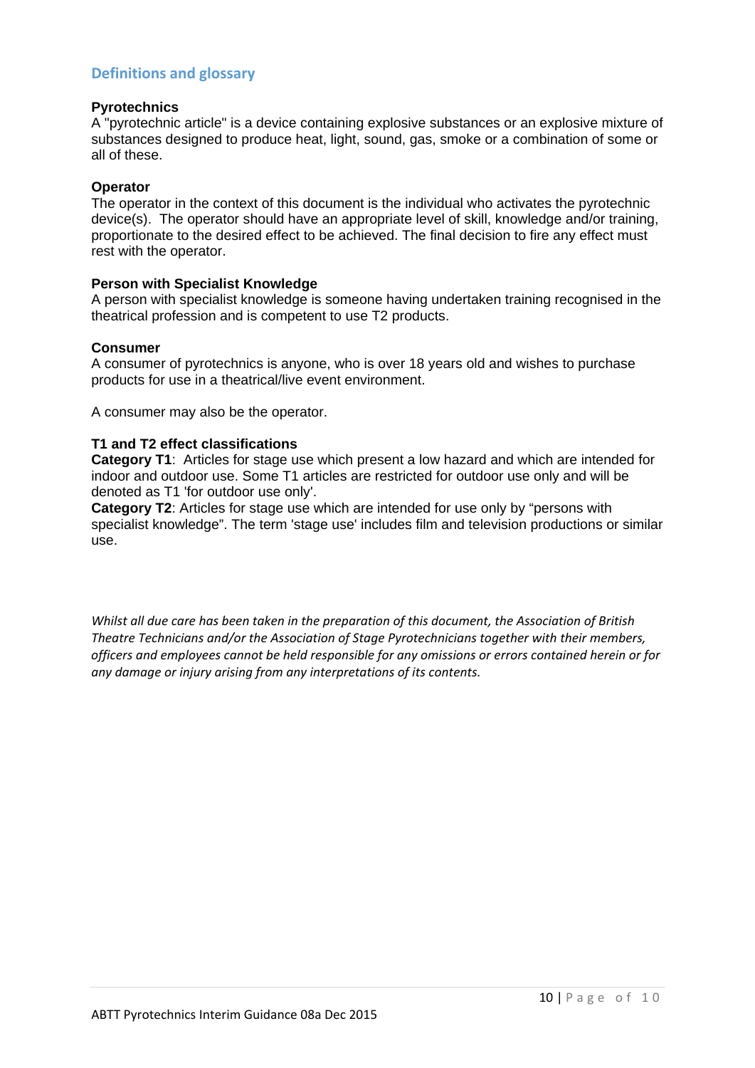## Definitions and glossary

**Pyrotechnics**
A "pyrotechnic article" is a device containing explosive substances or an explosive mixture of substances designed to produce heat, light, sound, gas, smoke or a combination of some or all of these.

**Operator**
The operator in the context of this document is the individual who activates the pyrotechnic device(s). The operator should have an appropriate level of skill, knowledge and/or training, proportionate to the desired effect to be achieved. The final decision to fire any effect must rest with the operator.

**Person with Specialist Knowledge**
A person with specialist knowledge is someone having undertaken training recognised in the theatrical profession and is competent to use T2 products.

**Consumer**
A consumer of pyrotechnics is anyone, who is over 18 years old and wishes to purchase products for use in a theatrical/live event environment.

A consumer may also be the operator.

**T1 and T2 effect classifications**
**Category T1**: Articles for stage use which present a low hazard and which are intended for indoor and outdoor use. Some T1 articles are restricted for outdoor use only and will be denoted as T1 'for outdoor use only'.
**Category T2**: Articles for stage use which are intended for use only by "persons with specialist knowledge". The term 'stage use' includes film and television productions or similar use.

*Whilst all due care has been taken in the preparation of this document, the Association of British Theatre Technicians and/or the Association of Stage Pyrotechnicians together with their members, officers and employees cannot be held responsible for any omissions or errors contained herein or for any damage or injury arising from any interpretations of its contents.*